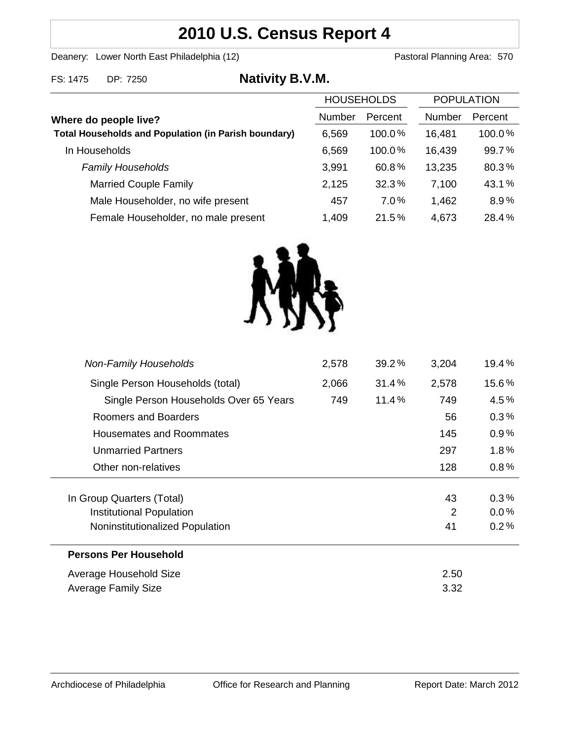# 2010 U.S. Census Report 4

Deanery: Lower North East Philadelphia (12) Pastoral Planning Area: 570

FS: 1475 DP: 7250

## Nativity B.V.M.

| Where do people live? | HOUSEHOLDS Number | HOUSEHOLDS Percent | POPULATION Number | POPULATION Percent |
|---|---|---|---|---|
| **Total Households and Population (in Parish boundary)** | 6,569 | 100.0% | 16,481 | 100.0% |
| In Households | 6,569 | 100.0% | 16,439 | 99.7% |
| *Family Households* | 3,991 | 60.8% | 13,235 | 80.3% |
| Married Couple Family | 2,125 | 32.3% | 7,100 | 43.1% |
| Male Householder, no wife present | 457 | 7.0% | 1,462 | 8.9% |
| Female Householder, no male present | 1,409 | 21.5% | 4,673 | 28.4% |
| *Non-Family Households* | 2,578 | 39.2% | 3,204 | 19.4% |
| Single Person Households (total) | 2,066 | 31.4% | 2,578 | 15.6% |
| Single Person Households Over 65 Years | 749 | 11.4% | 749 | 4.5% |
| Roomers and Boarders | | | 56 | 0.3% |
| Housemates and Roommates | | | 145 | 0.9% |
| Unmarried Partners | | | 297 | 1.8% |
| Other non-relatives | | | 128 | 0.8% |
| In Group Quarters (Total) | | | 43 | 0.3% |
| Institutional Population | | | 2 | 0.0% |
| Noninstitutionalized Population | | | 41 | 0.2% |

**Persons Per Household**

| | |
|---|---|
| Average Household Size | 2.50 |
| Average Family Size | 3.32 |

Archdiocese of Philadelphia Office for Research and Planning Report Date: March 2012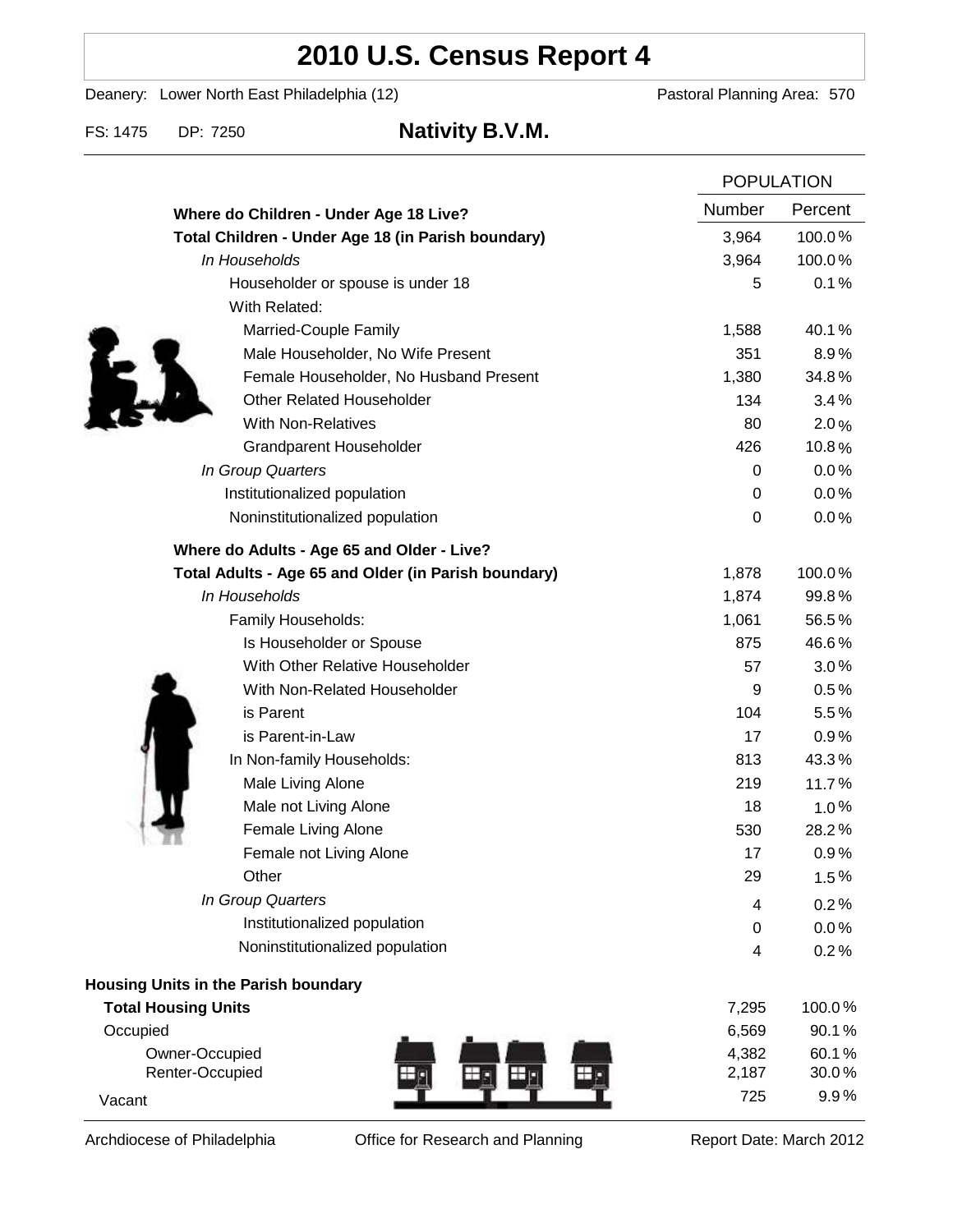# 2010 U.S. Census Report 4

Deanery: Lower North East Philadelphia (12) — Pastoral Planning Area: 570

FS: 1475 DP: 7250

## Nativity B.V.M.

| | POPULATION | |
|---|---|---|
| **Where do Children - Under Age 18 Live?** | Number | Percent |
| **Total Children - Under Age 18 (in Parish boundary)** | 3,964 | 100.0% |
| *In Households* | 3,964 | 100.0% |
| Householder or spouse is under 18 | 5 | 0.1% |
| With Related: | | |
| Married-Couple Family | 1,588 | 40.1% |
| Male Householder, No Wife Present | 351 | 8.9% |
| Female Householder, No Husband Present | 1,380 | 34.8% |
| Other Related Householder | 134 | 3.4% |
| With Non-Relatives | 80 | 2.0% |
| Grandparent Householder | 426 | 10.8% |
| *In Group Quarters* | 0 | 0.0% |
| Institutionalized population | 0 | 0.0% |
| Noninstitutionalized population | 0 | 0.0% |
| **Where do Adults - Age 65 and Older - Live?** | | |
| **Total Adults - Age 65 and Older (in Parish boundary)** | 1,878 | 100.0% |
| *In Households* | 1,874 | 99.8% |
| Family Households: | 1,061 | 56.5% |
| Is Householder or Spouse | 875 | 46.6% |
| With Other Relative Householder | 57 | 3.0% |
| With Non-Related Householder | 9 | 0.5% |
| is Parent | 104 | 5.5% |
| is Parent-in-Law | 17 | 0.9% |
| In Non-family Households: | 813 | 43.3% |
| Male Living Alone | 219 | 11.7% |
| Male not Living Alone | 18 | 1.0% |
| Female Living Alone | 530 | 28.2% |
| Female not Living Alone | 17 | 0.9% |
| Other | 29 | 1.5% |
| *In Group Quarters* | 4 | 0.2% |
| Institutionalized population | 0 | 0.0% |
| Noninstitutionalized population | 4 | 0.2% |

**Housing Units in the Parish boundary**

| | Number | Percent |
|---|---|---|
| **Total Housing Units** | 7,295 | 100.0% |
| Occupied | 6,569 | 90.1% |
| Owner-Occupied | 4,382 | 60.1% |
| Renter-Occupied | 2,187 | 30.0% |
| Vacant | 725 | 9.9% |

Archdiocese of Philadelphia — Office for Research and Planning — Report Date: March 2012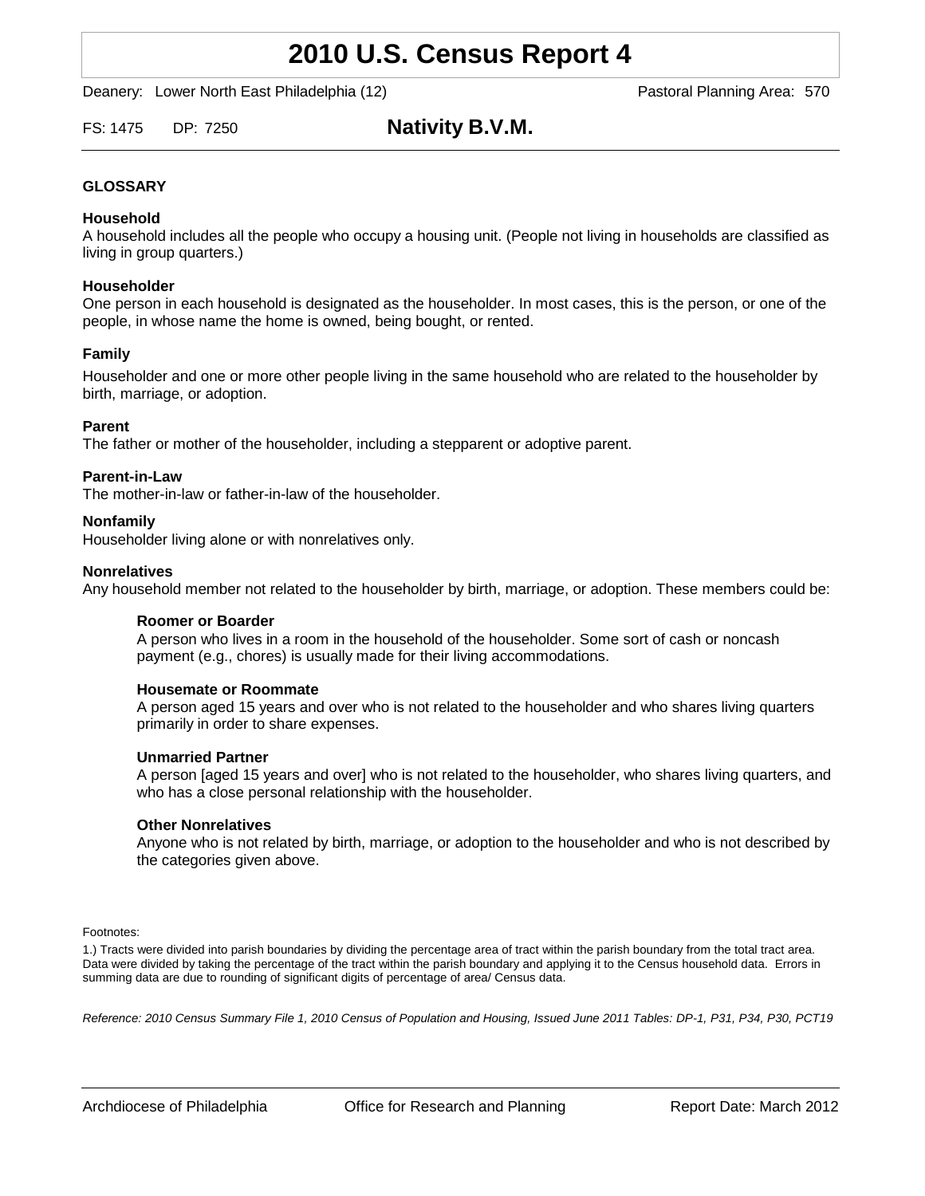# 2010 U.S. Census Report 4

Deanery: Lower North East Philadelphia (12) Pastoral Planning Area: 570

FS: 1475 DP: 7250 **Nativity B.V.M.**

## GLOSSARY

### Household

A household includes all the people who occupy a housing unit. (People not living in households are classified as living in group quarters.)

### Householder

One person in each household is designated as the householder. In most cases, this is the person, or one of the people, in whose name the home is owned, being bought, or rented.

### Family

Householder and one or more other people living in the same household who are related to the householder by birth, marriage, or adoption.

### Parent

The father or mother of the householder, including a stepparent or adoptive parent.

### Parent-in-Law

The mother-in-law or father-in-law of the householder.

### Nonfamily

Householder living alone or with nonrelatives only.

### Nonrelatives

Any household member not related to the householder by birth, marriage, or adoption. These members could be:

**Roomer or Boarder**
A person who lives in a room in the household of the householder. Some sort of cash or noncash payment (e.g., chores) is usually made for their living accommodations.

**Housemate or Roommate**
A person aged 15 years and over who is not related to the householder and who shares living quarters primarily in order to share expenses.

**Unmarried Partner**
A person [aged 15 years and over] who is not related to the householder, who shares living quarters, and who has a close personal relationship with the householder.

**Other Nonrelatives**
Anyone who is not related by birth, marriage, or adoption to the householder and who is not described by the categories given above.

Footnotes:

1.) Tracts were divided into parish boundaries by dividing the percentage area of tract within the parish boundary from the total tract area. Data were divided by taking the percentage of the tract within the parish boundary and applying it to the Census household data. Errors in summing data are due to rounding of significant digits of percentage of area/ Census data.

*Reference: 2010 Census Summary File 1, 2010 Census of Population and Housing, Issued June 2011 Tables: DP-1, P31, P34, P30, PCT19*

Archdiocese of Philadelphia Office for Research and Planning Report Date: March 2012